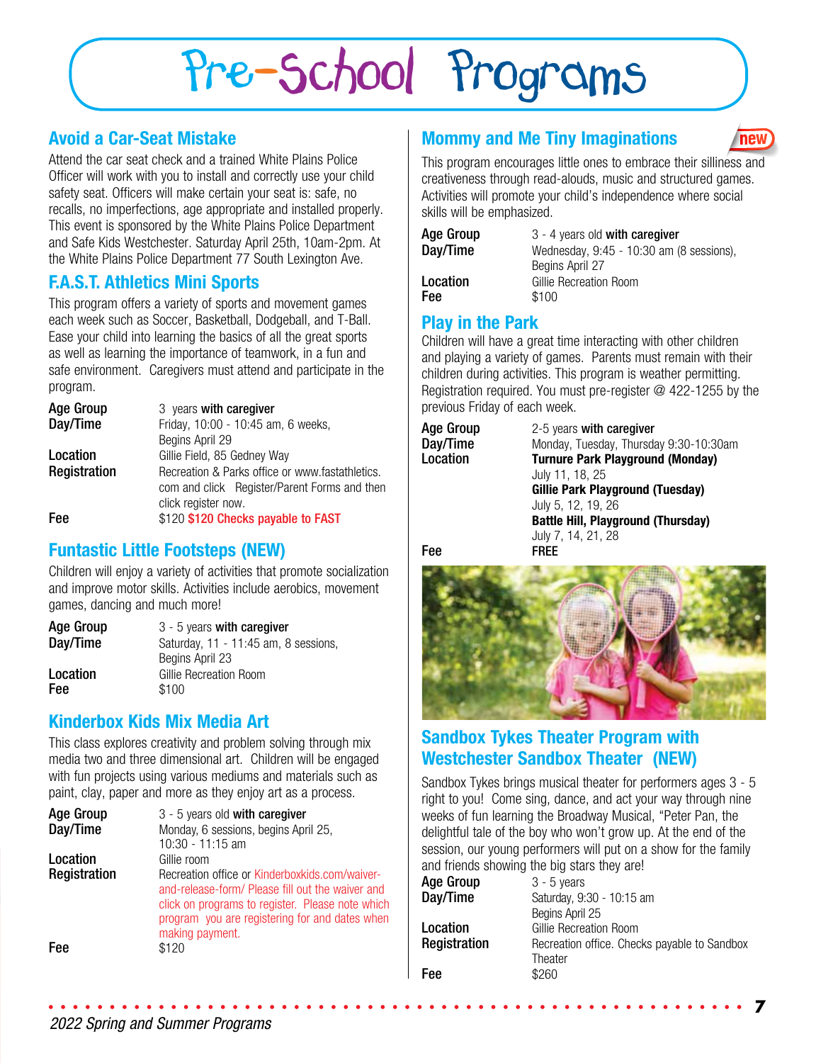# Pre-School Programs

## Avoid a Car-Seat Mistake

Attend the car seat check and a trained White Plains Police Officer will work with you to install and correctly use your child safety seat. Officers will make certain your seat is: safe, no recalls, no imperfections, age appropriate and installed properly. This event is sponsored by the White Plains Police Department and Safe Kids Westchester. Saturday April 25th, 10am-2pm. At the White Plains Police Department 77 South Lexington Ave.

## F.A.S.T. Athletics Mini Sports

This program offers a variety of sports and movement games each week such as Soccer, Basketball, Dodgeball, and T-Ball. Ease your child into learning the basics of all the great sports as well as learning the importance of teamwork, in a fun and safe environment. Caregivers must attend and participate in the program.

**Age Group** 3 years **with caregiver**
**Day/Time** Friday, 10:00 - 10:45 am, 6 weeks, Begins April 29
**Location** Gillie Field, 85 Gedney Way
**Registration** Recreation & Parks office or www.fastathletics.com and click Register/Parent Forms and then click register now.
**Fee** $120 **$120 Checks payable to FAST**

## Funtastic Little Footsteps (NEW)

Children will enjoy a variety of activities that promote socialization and improve motor skills. Activities include aerobics, movement games, dancing and much more!

**Age Group** 3 - 5 years **with caregiver**
**Day/Time** Saturday, 11 - 11:45 am, 8 sessions, Begins April 23
**Location** Gillie Recreation Room
**Fee** $100

## Kinderbox Kids Mix Media Art

This class explores creativity and problem solving through mix media two and three dimensional art. Children will be engaged with fun projects using various mediums and materials such as paint, clay, paper and more as they enjoy art as a process.

**Age Group** 3 - 5 years old **with caregiver**
**Day/Time** Monday, 6 sessions, begins April 25, 10:30 - 11:15 am
**Location** Gillie room
**Registration** Recreation office or Kinderboxkids.com/waiver-and-release-form/ Please fill out the waiver and click on programs to register. Please note which program you are registering for and dates when making payment.
**Fee** $120

## Mommy and Me Tiny Imaginations (new)

This program encourages little ones to embrace their silliness and creativeness through read-alouds, music and structured games. Activities will promote your child's independence where social skills will be emphasized.

**Age Group** 3 - 4 years old **with caregiver**
**Day/Time** Wednesday, 9:45 - 10:30 am (8 sessions), Begins April 27
**Location** Gillie Recreation Room
**Fee** $100

## Play in the Park

Children will have a great time interacting with other children and playing a variety of games. Parents must remain with their children during activities. This program is weather permitting. Registration required. You must pre-register @ 422-1255 by the previous Friday of each week.

**Age Group** 2-5 years **with caregiver**
**Day/Time** Monday, Tuesday, Thursday 9:30-10:30am
**Location** **Turnure Park Playground (Monday)** July 11, 18, 25
**Gillie Park Playground (Tuesday)** July 5, 12, 19, 26
**Battle Hill, Playground (Thursday)** July 7, 14, 21, 28
**Fee** **FREE**

## Sandbox Tykes Theater Program with Westchester Sandbox Theater (NEW)

Sandbox Tykes brings musical theater for performers ages 3 - 5 right to you! Come sing, dance, and act your way through nine weeks of fun learning the Broadway Musical, "Peter Pan, the delightful tale of the boy who won't grow up. At the end of the session, our young performers will put on a show for the family and friends showing the big stars they are!

**Age Group** 3 - 5 years
**Day/Time** Saturday, 9:30 - 10:15 am, Begins April 25
**Location** Gillie Recreation Room
**Registration** Recreation office. Checks payable to Sandbox Theater
**Fee** $260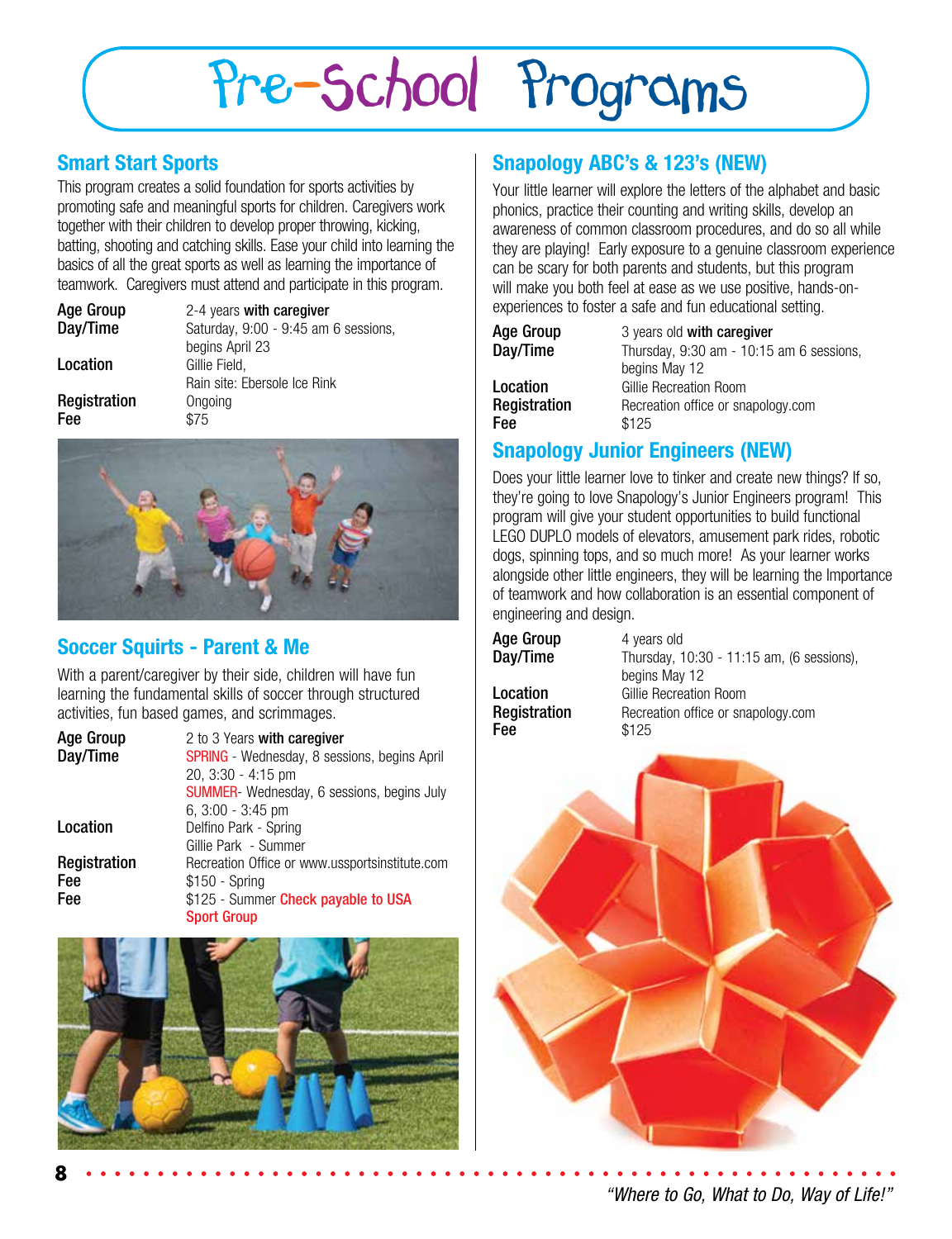# Pre-School Programs

## Smart Start Sports

This program creates a solid foundation for sports activities by promoting safe and meaningful sports for children. Caregivers work together with their children to develop proper throwing, kicking, batting, shooting and catching skills. Ease your child into learning the basics of all the great sports as well as learning the importance of teamwork. Caregivers must attend and participate in this program.

| | |
|---|---|
| **Age Group** | 2-4 years **with caregiver** |
| **Day/Time** | Saturday, 9:00 - 9:45 am 6 sessions, begins April 23 |
| **Location** | Gillie Field, Rain site: Ebersole Ice Rink |
| **Registration** | Ongoing |
| **Fee** | $75 |

## Soccer Squirts - Parent & Me

With a parent/caregiver by their side, children will have fun learning the fundamental skills of soccer through structured activities, fun based games, and scrimmages.

| | |
|---|---|
| **Age Group** | 2 to 3 Years **with caregiver** |
| **Day/Time** | SPRING - Wednesday, 8 sessions, begins April 20, 3:30 - 4:15 pm<br>SUMMER- Wednesday, 6 sessions, begins July 6, 3:00 - 3:45 pm |
| **Location** | Delfino Park - Spring<br>Gillie Park - Summer |
| **Registration** | Recreation Office or www.ussportsinstitute.com |
| **Fee** | $150 - Spring |
| **Fee** | $125 - Summer **Check payable to USA Sport Group** |

## Snapology ABC's & 123's (NEW)

Your little learner will explore the letters of the alphabet and basic phonics, practice their counting and writing skills, develop an awareness of common classroom procedures, and do so all while they are playing! Early exposure to a genuine classroom experience can be scary for both parents and students, but this program will make you both feel at ease as we use positive, hands-on-experiences to foster a safe and fun educational setting.

| | |
|---|---|
| **Age Group** | 3 years old **with caregiver** |
| **Day/Time** | Thursday, 9:30 am - 10:15 am 6 sessions, begins May 12 |
| **Location** | Gillie Recreation Room |
| **Registration** | Recreation office or snapology.com |
| **Fee** | $125 |

## Snapology Junior Engineers (NEW)

Does your little learner love to tinker and create new things? If so, they're going to love Snapology's Junior Engineers program! This program will give your student opportunities to build functional LEGO DUPLO models of elevators, amusement park rides, robotic dogs, spinning tops, and so much more! As your learner works alongside other little engineers, they will be learning the Importance of teamwork and how collaboration is an essential component of engineering and design.

| | |
|---|---|
| **Age Group** | 4 years old |
| **Day/Time** | Thursday, 10:30 - 11:15 am, (6 sessions), begins May 12 |
| **Location** | Gillie Recreation Room |
| **Registration** | Recreation office or snapology.com |
| **Fee** | $125 |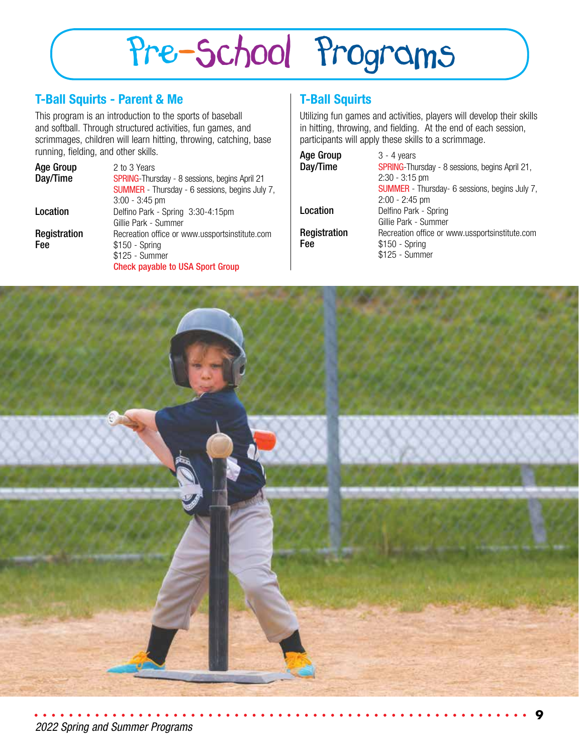# Pre-School Programs

## T-Ball Squirts - Parent & Me

This program is an introduction to the sports of baseball and softball. Through structured activities, fun games, and scrimmages, children will learn hitting, throwing, catching, base running, fielding, and other skills.

| | |
|---|---|
| **Age Group** | 2 to 3 Years |
| **Day/Time** | SPRING-Thursday - 8 sessions, begins April 21<br>SUMMER - Thursday - 6 sessions, begins July 7, 3:00 - 3:45 pm |
| **Location** | Delfino Park - Spring 3:30-4:15pm<br>Gillie Park - Summer |
| **Registration** | Recreation office or www.ussportsinstitute.com |
| **Fee** | $150 - Spring<br>$125 - Summer<br>Check payable to USA Sport Group |

## T-Ball Squirts

Utilizing fun games and activities, players will develop their skills in hitting, throwing, and fielding. At the end of each session, participants will apply these skills to a scrimmage.

| | |
|---|---|
| **Age Group** | 3 - 4 years |
| **Day/Time** | SPRING-Thursday - 8 sessions, begins April 21, 2:30 - 3:15 pm<br>SUMMER - Thursday- 6 sessions, begins July 7, 2:00 - 2:45 pm |
| **Location** | Delfino Park - Spring<br>Gillie Park - Summer |
| **Registration** | Recreation office or www.ussportsinstitute.com |
| **Fee** | $150 - Spring<br>$125 - Summer |